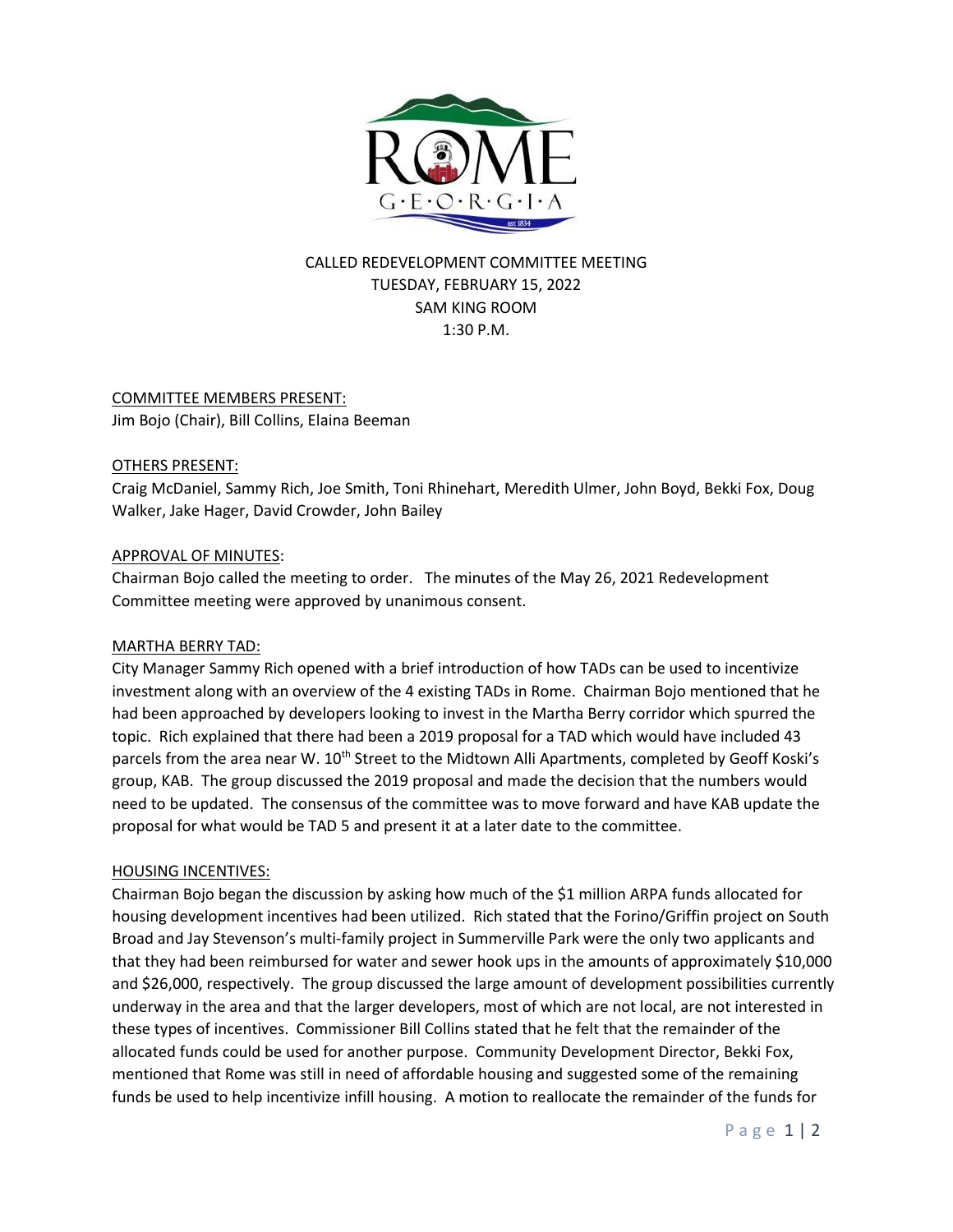CALLED REDEVELOPMENT COMMITTEE MEETING
TUESDAY, FEBRUARY 15, 2022
SAM KING ROOM
1:30 P.M.

COMMITTEE MEMBERS PRESENT:
Jim Bojo (Chair), Bill Collins, Elaina Beeman

OTHERS PRESENT:
Craig McDaniel, Sammy Rich, Joe Smith, Toni Rhinehart, Meredith Ulmer, John Boyd, Bekki Fox, Doug Walker, Jake Hager, David Crowder, John Bailey

APPROVAL OF MINUTES:
Chairman Bojo called the meeting to order. The minutes of the May 26, 2021 Redevelopment Committee meeting were approved by unanimous consent.

MARTHA BERRY TAD:
City Manager Sammy Rich opened with a brief introduction of how TADs can be used to incentivize investment along with an overview of the 4 existing TADs in Rome. Chairman Bojo mentioned that he had been approached by developers looking to invest in the Martha Berry corridor which spurred the topic. Rich explained that there had been a 2019 proposal for a TAD which would have included 43 parcels from the area near W. 10th Street to the Midtown Alli Apartments, completed by Geoff Koski's group, KAB. The group discussed the 2019 proposal and made the decision that the numbers would need to be updated. The consensus of the committee was to move forward and have KAB update the proposal for what would be TAD 5 and present it at a later date to the committee.

HOUSING INCENTIVES:
Chairman Bojo began the discussion by asking how much of the $1 million ARPA funds allocated for housing development incentives had been utilized. Rich stated that the Forino/Griffin project on South Broad and Jay Stevenson's multi-family project in Summerville Park were the only two applicants and that they had been reimbursed for water and sewer hook ups in the amounts of approximately $10,000 and $26,000, respectively. The group discussed the large amount of development possibilities currently underway in the area and that the larger developers, most of which are not local, are not interested in these types of incentives. Commissioner Bill Collins stated that he felt that the remainder of the allocated funds could be used for another purpose. Community Development Director, Bekki Fox, mentioned that Rome was still in need of affordable housing and suggested some of the remaining funds be used to help incentivize infill housing. A motion to reallocate the remainder of the funds for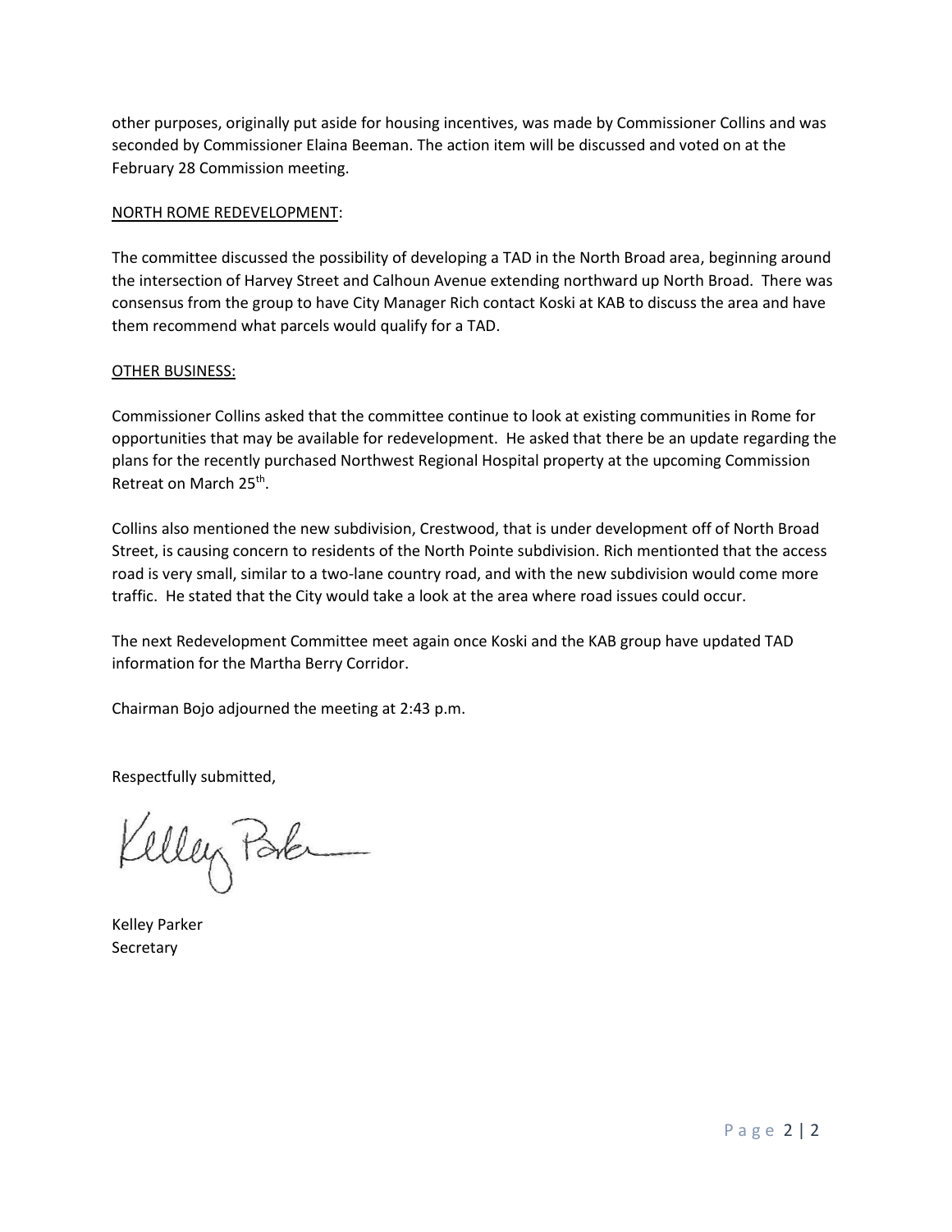other purposes, originally put aside for housing incentives, was made by Commissioner Collins and was seconded by Commissioner Elaina Beeman. The action item will be discussed and voted on at the February 28 Commission meeting.

NORTH ROME REDEVELOPMENT:

The committee discussed the possibility of developing a TAD in the North Broad area, beginning around the intersection of Harvey Street and Calhoun Avenue extending northward up North Broad. There was consensus from the group to have City Manager Rich contact Koski at KAB to discuss the area and have them recommend what parcels would qualify for a TAD.

OTHER BUSINESS:

Commissioner Collins asked that the committee continue to look at existing communities in Rome for opportunities that may be available for redevelopment. He asked that there be an update regarding the plans for the recently purchased Northwest Regional Hospital property at the upcoming Commission Retreat on March 25th.

Collins also mentioned the new subdivision, Crestwood, that is under development off of North Broad Street, is causing concern to residents of the North Pointe subdivision. Rich mentionted that the access road is very small, similar to a two-lane country road, and with the new subdivision would come more traffic. He stated that the City would take a look at the area where road issues could occur.

The next Redevelopment Committee meet again once Koski and the KAB group have updated TAD information for the Martha Berry Corridor.

Chairman Bojo adjourned the meeting at 2:43 p.m.

Respectfully submitted,

Kelley Parker

Kelley Parker
Secretary